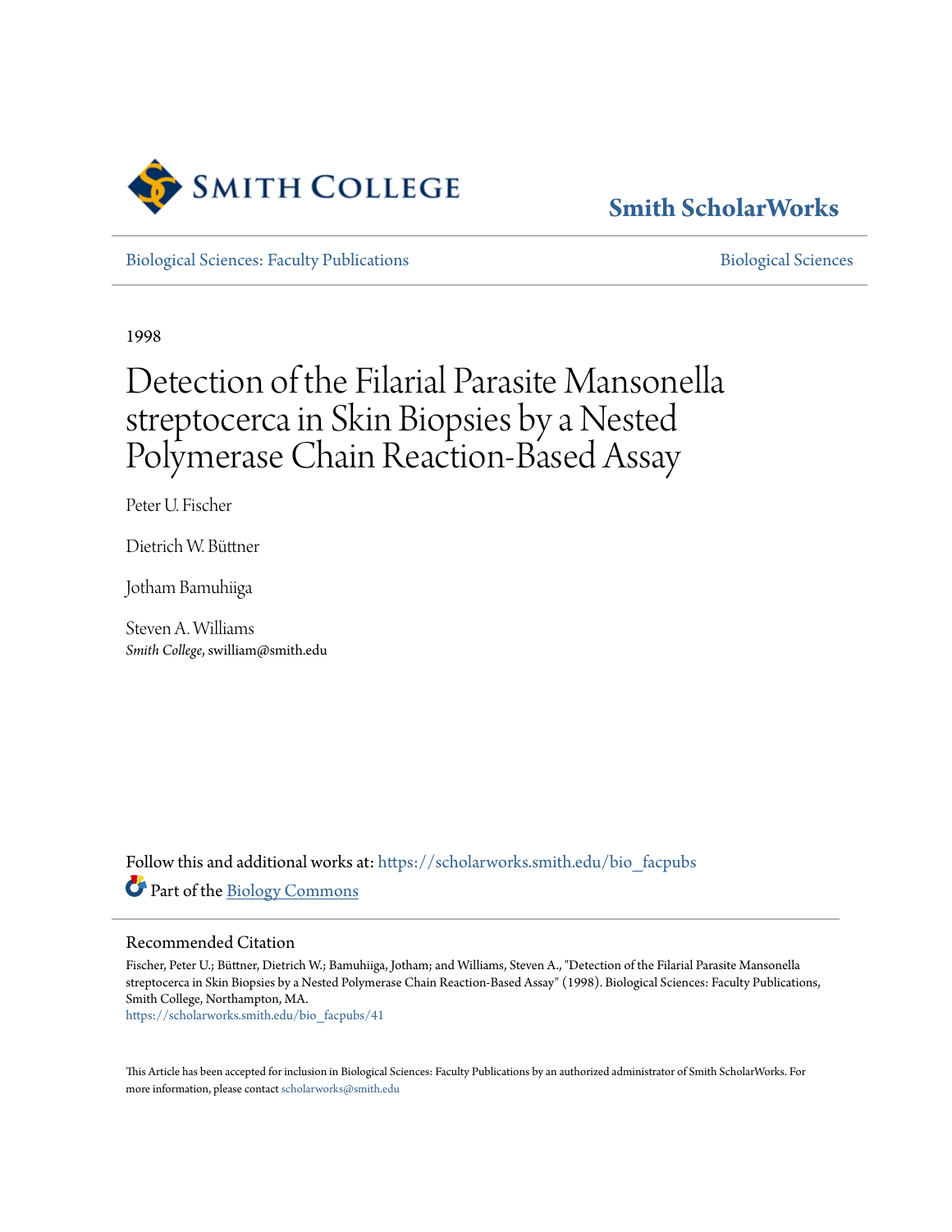Smith ScholarWorks

Biological Sciences: Faculty Publications | Biological Sciences

1998

# Detection of the Filarial Parasite Mansonella streptocerca in Skin Biopsies by a Nested Polymerase Chain Reaction-Based Assay

Peter U. Fischer

Dietrich W. Büttner

Jotham Bamuhiiga

Steven A. Williams
*Smith College*, swilliam@smith.edu

Follow this and additional works at: https://scholarworks.smith.edu/bio_facpubs

Part of the Biology Commons

## Recommended Citation

Fischer, Peter U.; Büttner, Dietrich W.; Bamuhiiga, Jotham; and Williams, Steven A., "Detection of the Filarial Parasite Mansonella streptocerca in Skin Biopsies by a Nested Polymerase Chain Reaction-Based Assay" (1998). Biological Sciences: Faculty Publications, Smith College, Northampton, MA.
https://scholarworks.smith.edu/bio_facpubs/41

This Article has been accepted for inclusion in Biological Sciences: Faculty Publications by an authorized administrator of Smith ScholarWorks. For more information, please contact scholarworks@smith.edu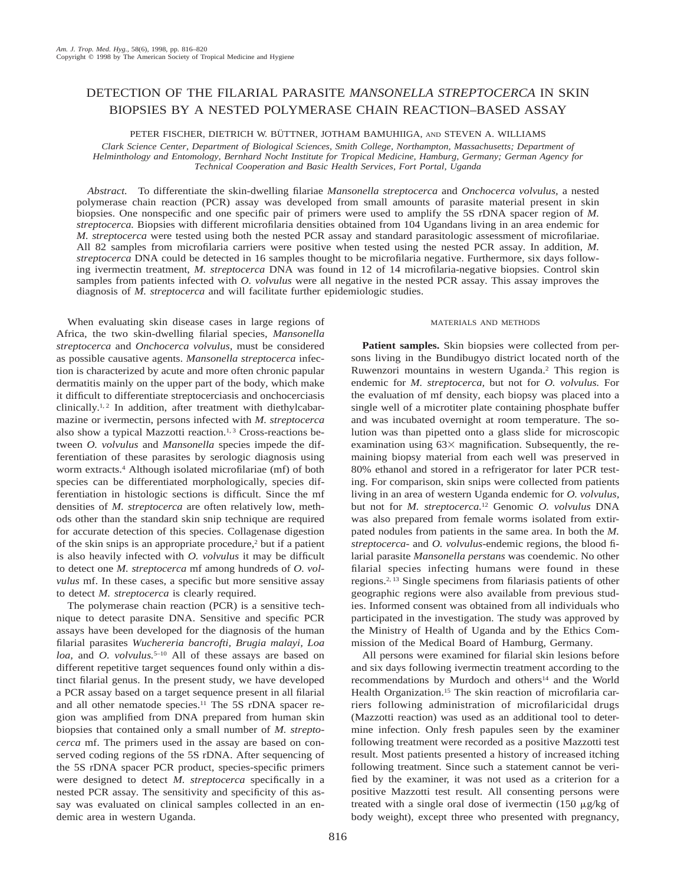# DETECTION OF THE FILARIAL PARASITE *MANSONELLA STREPTOCERCA* IN SKIN BIOPSIES BY A NESTED POLYMERASE CHAIN REACTION–BASED ASSAY

PETER FISCHER, DIETRICH W. BÜTTNER, JOTHAM BAMUHIIGA, AND STEVEN A. WILLIAMS

*Clark Science Center, Department of Biological Sciences, Smith College, Northampton, Massachusetts; Department of Helminthology and Entomology, Bernhard Nocht Institute for Tropical Medicine, Hamburg, Germany; German Agency for Technical Cooperation and Basic Health Services, Fort Portal, Uganda*

*Abstract.* To differentiate the skin-dwelling filariae *Mansonella streptocerca* and *Onchocerca volvulus,* a nested polymerase chain reaction (PCR) assay was developed from small amounts of parasite material present in skin biopsies. One nonspecific and one specific pair of primers were used to amplify the 5S rDNA spacer region of *M. streptocerca.* Biopsies with different microfilaria densities obtained from 104 Ugandans living in an area endemic for *M. streptocerca* were tested using both the nested PCR assay and standard parasitologic assessment of microfilariae. All 82 samples from microfilaria carriers were positive when tested using the nested PCR assay. In addition, *M. streptocerca* DNA could be detected in 16 samples thought to be microfilaria negative. Furthermore, six days following ivermectin treatment, *M. streptocerca* DNA was found in 12 of 14 microfilaria-negative biopsies. Control skin samples from patients infected with *O. volvulus* were all negative in the nested PCR assay. This assay improves the diagnosis of *M. streptocerca* and will facilitate further epidemiologic studies.

When evaluating skin disease cases in large regions of Africa, the two skin-dwelling filarial species, *Mansonella streptocerca* and *Onchocerca volvulus,* must be considered as possible causative agents. *Mansonella streptocerca* infection is characterized by acute and more often chronic papular dermatitis mainly on the upper part of the body, which make it difficult to differentiate streptocerciasis and onchocerciasis clinically.[1,2] In addition, after treatment with diethylcarbamazine or ivermectin, persons infected with *M. streptocerca* also show a typical Mazzotti reaction.[1,3] Cross-reactions between *O. volvulus* and *Mansonella* species impede the differentiation of these parasites by serologic diagnosis using worm extracts.[4] Although isolated microfilariae (mf) of both species can be differentiated morphologically, species differentiation in histologic sections is difficult. Since the mf densities of *M. streptocerca* are often relatively low, methods other than the standard skin snip technique are required for accurate detection of this species. Collagenase digestion of the skin snips is an appropriate procedure,[2] but if a patient is also heavily infected with *O. volvulus* it may be difficult to detect one *M. streptocerca* mf among hundreds of *O. volvulus* mf. In these cases, a specific but more sensitive assay to detect *M. streptocerca* is clearly required.

The polymerase chain reaction (PCR) is a sensitive technique to detect parasite DNA. Sensitive and specific PCR assays have been developed for the diagnosis of the human filarial parasites *Wuchereria bancrofti, Brugia malayi, Loa loa,* and *O. volvulus.*[5–10] All of these assays are based on different repetitive target sequences found only within a distinct filarial genus. In the present study, we have developed a PCR assay based on a target sequence present in all filarial and all other nematode species.[11] The 5S rDNA spacer region was amplified from DNA prepared from human skin biopsies that contained only a small number of *M. streptocerca* mf. The primers used in the assay are based on conserved coding regions of the 5S rDNA. After sequencing of the 5S rDNA spacer PCR product, species-specific primers were designed to detect *M. streptocerca* specifically in a nested PCR assay. The sensitivity and specificity of this assay was evaluated on clinical samples collected in an endemic area in western Uganda.

## MATERIALS AND METHODS

**Patient samples.** Skin biopsies were collected from persons living in the Bundibugyo district located north of the Ruwenzori mountains in western Uganda.[2] This region is endemic for *M. streptocerca,* but not for *O. volvulus.* For the evaluation of mf density, each biopsy was placed into a single well of a microtiter plate containing phosphate buffer and was incubated overnight at room temperature. The solution was than pipetted onto a glass slide for microscopic examination using 63× magnification. Subsequently, the remaining biopsy material from each well was preserved in 80% ethanol and stored in a refrigerator for later PCR testing. For comparison, skin snips were collected from patients living in an area of western Uganda endemic for *O. volvulus,* but not for *M. streptocerca.*[12] Genomic *O. volvulus* DNA was also prepared from female worms isolated from extirpated nodules from patients in the same area. In both the *M. streptocerca*- and *O. volvulus*-endemic regions, the blood filarial parasite *Mansonella perstans* was coendemic. No other filarial species infecting humans were found in these regions.[2,13] Single specimens from filariasis patients of other geographic regions were also available from previous studies. Informed consent was obtained from all individuals who participated in the investigation. The study was approved by the Ministry of Health of Uganda and by the Ethics Commission of the Medical Board of Hamburg, Germany.

All persons were examined for filarial skin lesions before and six days following ivermectin treatment according to the recommendations by Murdoch and others[14] and the World Health Organization.[15] The skin reaction of microfilaria carriers following administration of microfilaricidal drugs (Mazzotti reaction) was used as an additional tool to determine infection. Only fresh papules seen by the examiner following treatment were recorded as a positive Mazzotti test result. Most patients presented a history of increased itching following treatment. Since such a statement cannot be verified by the examiner, it was not used as a criterion for a positive Mazzotti test result. All consenting persons were treated with a single oral dose of ivermectin (150 μg/kg of body weight), except three who presented with pregnancy,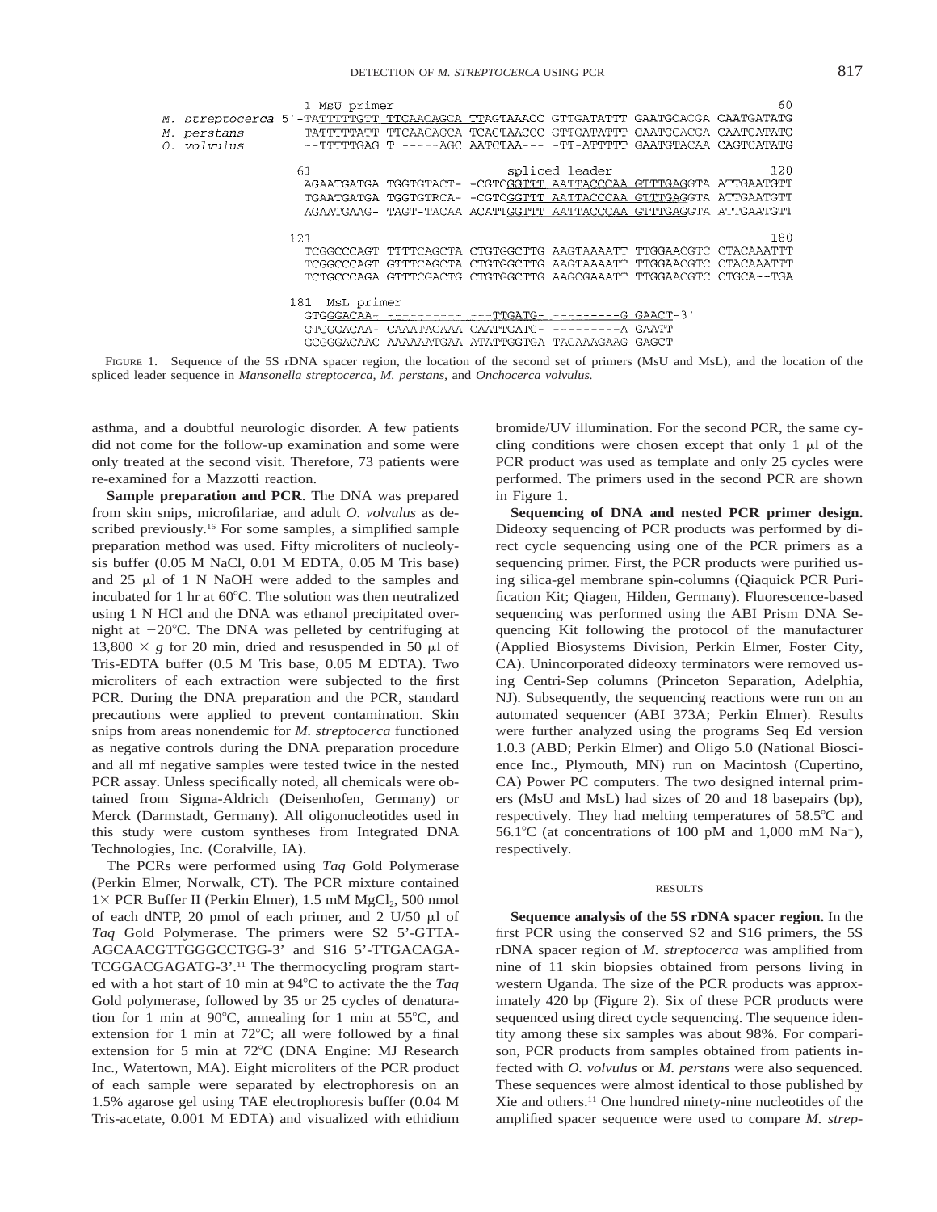```
                 1 MsU primer                                                    60
M. streptocerca 5'-TATTTTTGTT TTCAACAGCA TTAGTAAACC GTTGATATTT GAATGCACGA CAATGATATG
M. perstans        TATTTTTATT TTCAACAGCA TCAGTAACCC GTTGATATTT GAATGCACGA CAATGATATG
O. volvulus        --TTTTTGAG T -----AGC AATCTAA--- -TT-ATTTTT GAATGTACAA CAGTCATATG

                 61                        spliced leader                        120
                   AGAATGATGA TGGTGTACT- -CGTCGGTTT AATTACCCAA GTTTGAGGTA ATTGAATGTT
                   TGAATGATGA TGGTGTRCA- -CGTCGGTTT AATTACCCAA GTTTGAGGTA ATTGAATGTT
                   AGAATGAAG- TAGT-TACAA ACATTGGTTT AATTACCCAA GTTTGAGGTA ATTGAATGTT

                 121                                                             180
                   TCGGCCCAGT TTTTCAGCTA CTGTGGCTTG AAGTAAAATT TTGGAACGTC CTACAAATTT
                   TCGGCCCAGT GTTTCAGCTA CTGTGGCTTG AAGTAAAATT TTGGAACGTC CTACAAATTT
                   TCTGCCCAGA GTTTCGACTG CTGTGGCTTG AAGCGAAATT TTGGAACGTC CTGCA--TGA

                 181  MsL primer
                   GTGGGACAA- ---------- ---TTGATG- ---------G GAACT-3'
                   GTGGGACAA- CAAATACAAA CAATTGATG- ---------A GAATT
                   GCGGGACAAC AAAAAATGAA ATATTGGTGA TACAAAGAAG GAGCT
```

FIGURE 1. Sequence of the 5S rDNA spacer region, the location of the second set of primers (MsU and MsL), and the location of the spliced leader sequence in *Mansonella streptocerca*, *M. perstans*, and *Onchocerca volvulus.*

asthma, and a doubtful neurologic disorder. A few patients did not come for the follow-up examination and some were only treated at the second visit. Therefore, 73 patients were re-examined for a Mazzotti reaction.

**Sample preparation and PCR**. The DNA was prepared from skin snips, microfilariae, and adult *O. volvulus* as described previously.[16] For some samples, a simplified sample preparation method was used. Fifty microliters of nucleolysis buffer (0.05 M NaCl, 0.01 M EDTA, 0.05 M Tris base) and 25 μl of 1 N NaOH were added to the samples and incubated for 1 hr at 60°C. The solution was then neutralized using 1 N HCl and the DNA was ethanol precipitated overnight at −20°C. The DNA was pelleted by centrifuging at 13,800 × *g* for 20 min, dried and resuspended in 50 μl of Tris-EDTA buffer (0.5 M Tris base, 0.05 M EDTA). Two microliters of each extraction were subjected to the first PCR. During the DNA preparation and the PCR, standard precautions were applied to prevent contamination. Skin snips from areas nonendemic for *M. streptocerca* functioned as negative controls during the DNA preparation procedure and all mf negative samples were tested twice in the nested PCR assay. Unless specifically noted, all chemicals were obtained from Sigma-Aldrich (Deisenhofen, Germany) or Merck (Darmstadt, Germany). All oligonucleotides used in this study were custom syntheses from Integrated DNA Technologies, Inc. (Coralville, IA).

The PCRs were performed using *Taq* Gold Polymerase (Perkin Elmer, Norwalk, CT). The PCR mixture contained 1× PCR Buffer II (Perkin Elmer), 1.5 mM $MgCl_2$, 500 nmol of each dNTP, 20 pmol of each primer, and 2 U/50 μl of *Taq* Gold Polymerase. The primers were S2 5'-GTTA-AGCAACGTTGGGCCTGG-3' and S16 5'-TTGACAGA-TCGGACGAGATG-3'.[11] The thermocycling program started with a hot start of 10 min at 94°C to activate the the *Taq* Gold polymerase, followed by 35 or 25 cycles of denaturation for 1 min at 90°C, annealing for 1 min at 55°C, and extension for 1 min at 72°C; all were followed by a final extension for 5 min at 72°C (DNA Engine: MJ Research Inc., Watertown, MA). Eight microliters of the PCR product of each sample were separated by electrophoresis on an 1.5% agarose gel using TAE electrophoresis buffer (0.04 M Tris-acetate, 0.001 M EDTA) and visualized with ethidium bromide/UV illumination. For the second PCR, the same cycling conditions were chosen except that only 1 μl of the PCR product was used as template and only 25 cycles were performed. The primers used in the second PCR are shown in Figure 1.

**Sequencing of DNA and nested PCR primer design.** Dideoxy sequencing of PCR products was performed by direct cycle sequencing using one of the PCR primers as a sequencing primer. First, the PCR products were purified using silica-gel membrane spin-columns (Qiaquick PCR Purification Kit; Qiagen, Hilden, Germany). Fluorescence-based sequencing was performed using the ABI Prism DNA Sequencing Kit following the protocol of the manufacturer (Applied Biosystems Division, Perkin Elmer, Foster City, CA). Unincorporated dideoxy terminators were removed using Centri-Sep columns (Princeton Separation, Adelphia, NJ). Subsequently, the sequencing reactions were run on an automated sequencer (ABI 373A; Perkin Elmer). Results were further analyzed using the programs Seq Ed version 1.0.3 (ABD; Perkin Elmer) and Oligo 5.0 (National Bioscience Inc., Plymouth, MN) run on Macintosh (Cupertino, CA) Power PC computers. The two designed internal primers (MsU and MsL) had sizes of 20 and 18 basepairs (bp), respectively. They had melting temperatures of 58.5°C and 56.1°C (at concentrations of 100 pM and 1,000 mM $Na^+$), respectively.

## RESULTS

**Sequence analysis of the 5S rDNA spacer region.** In the first PCR using the conserved S2 and S16 primers, the 5S rDNA spacer region of *M. streptocerca* was amplified from nine of 11 skin biopsies obtained from persons living in western Uganda. The size of the PCR products was approximately 420 bp (Figure 2). Six of these PCR products were sequenced using direct cycle sequencing. The sequence identity among these six samples was about 98%. For comparison, PCR products from samples obtained from patients infected with *O. volvulus* or *M. perstans* were also sequenced. These sequences were almost identical to those published by Xie and others.[11] One hundred ninety-nine nucleotides of the amplified spacer sequence were used to compare *M. strep-*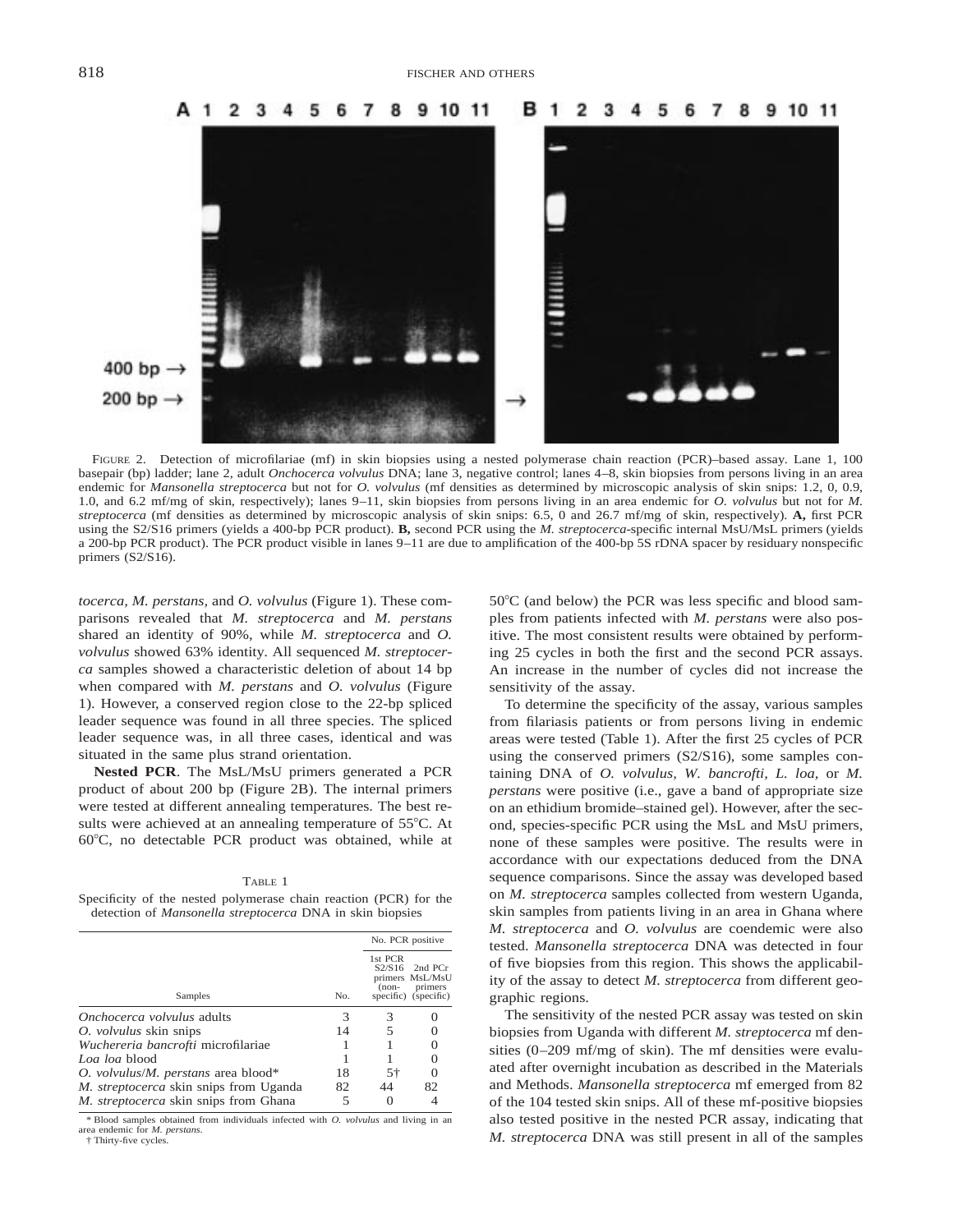FIGURE 2. Detection of microfilariae (mf) in skin biopsies using a nested polymerase chain reaction (PCR)–based assay. Lane 1, 100 basepair (bp) ladder; lane 2, adult *Onchocerca volvulus* DNA; lane 3, negative control; lanes 4–8, skin biopsies from persons living in an area endemic for *Mansonella streptocerca* but not for *O. volvulus* (mf densities as determined by microscopic analysis of skin snips: 1.2, 0, 0.9, 1.0, and 6.2 mf/mg of skin, respectively); lanes 9–11, skin biopsies from persons living in an area endemic for *O. volvulus* but not for *M. streptocerca* (mf densities as determined by microscopic analysis of skin snips: 6.5, 0 and 26.7 mf/mg of skin, respectively). **A,** first PCR using the S2/S16 primers (yields a 400-bp PCR product). **B,** second PCR using the *M. streptocerca*-specific internal MsU/MsL primers (yields a 200-bp PCR product). The PCR product visible in lanes 9–11 are due to amplification of the 400-bp 5S rDNA spacer by residuary nonspecific primers (S2/S16).

*tocerca, M. perstans,* and *O. volvulus* (Figure 1). These comparisons revealed that *M. streptocerca* and *M. perstans* shared an identity of 90%, while *M. streptocerca* and *O. volvulus* showed 63% identity. All sequenced *M. streptocerca* samples showed a characteristic deletion of about 14 bp when compared with *M. perstans* and *O. volvulus* (Figure 1). However, a conserved region close to the 22-bp spliced leader sequence was found in all three species. The spliced leader sequence was, in all three cases, identical and was situated in the same plus strand orientation.

**Nested PCR**. The MsL/MsU primers generated a PCR product of about 200 bp (Figure 2B). The internal primers were tested at different annealing temperatures. The best results were achieved at an annealing temperature of 55°C. At 60°C, no detectable PCR product was obtained, while at 50°C (and below) the PCR was less specific and blood samples from patients infected with *M. perstans* were also positive. The most consistent results were obtained by performing 25 cycles in both the first and the second PCR assays. An increase in the number of cycles did not increase the sensitivity of the assay.

TABLE 1
Specificity of the nested polymerase chain reaction (PCR) for the detection of *Mansonella streptocerca* DNA in skin biopsies

| Samples | No. | No. PCR positive: 1st PCR S2/S16 primers (non-specific) | No. PCR positive: 2nd PCr MsL/MsU primers (specific) |
|---|---|---|---|
| *Onchocerca volvulus* adults | 3 | 3 | 0 |
| *O. volvulus* skin snips | 14 | 5 | 0 |
| *Wuchereria bancrofti* microfilariae | 1 | 1 | 0 |
| *Loa loa* blood | 1 | 1 | 0 |
| *O. volvulus*/*M. perstans* area blood* | 18 | 5† | 0 |
| *M. streptocerca* skin snips from Uganda | 82 | 44 | 82 |
| *M. streptocerca* skin snips from Ghana | 5 | 0 | 4 |

\* Blood samples obtained from individuals infected with *O. volvulus* and living in an area endemic for *M. perstans*.
† Thirty-five cycles.

To determine the specificity of the assay, various samples from filariasis patients or from persons living in endemic areas were tested (Table 1). After the first 25 cycles of PCR using the conserved primers (S2/S16), some samples containing DNA of *O. volvulus, W. bancrofti, L. loa,* or *M. perstans* were positive (i.e., gave a band of appropriate size on an ethidium bromide–stained gel). However, after the second, species-specific PCR using the MsL and MsU primers, none of these samples were positive. The results were in accordance with our expectations deduced from the DNA sequence comparisons. Since the assay was developed based on *M. streptocerca* samples collected from western Uganda, skin samples from patients living in an area in Ghana where *M. streptocerca* and *O. volvulus* are coendemic were also tested. *Mansonella streptocerca* DNA was detected in four of five biopsies from this region. This shows the applicability of the assay to detect *M. streptocerca* from different geographic regions.

The sensitivity of the nested PCR assay was tested on skin biopsies from Uganda with different *M. streptocerca* mf densities (0–209 mf/mg of skin). The mf densities were evaluated after overnight incubation as described in the Materials and Methods. *Mansonella streptocerca* mf emerged from 82 of the 104 tested skin snips. All of these mf-positive biopsies also tested positive in the nested PCR assay, indicating that *M. streptocerca* DNA was still present in all of the samples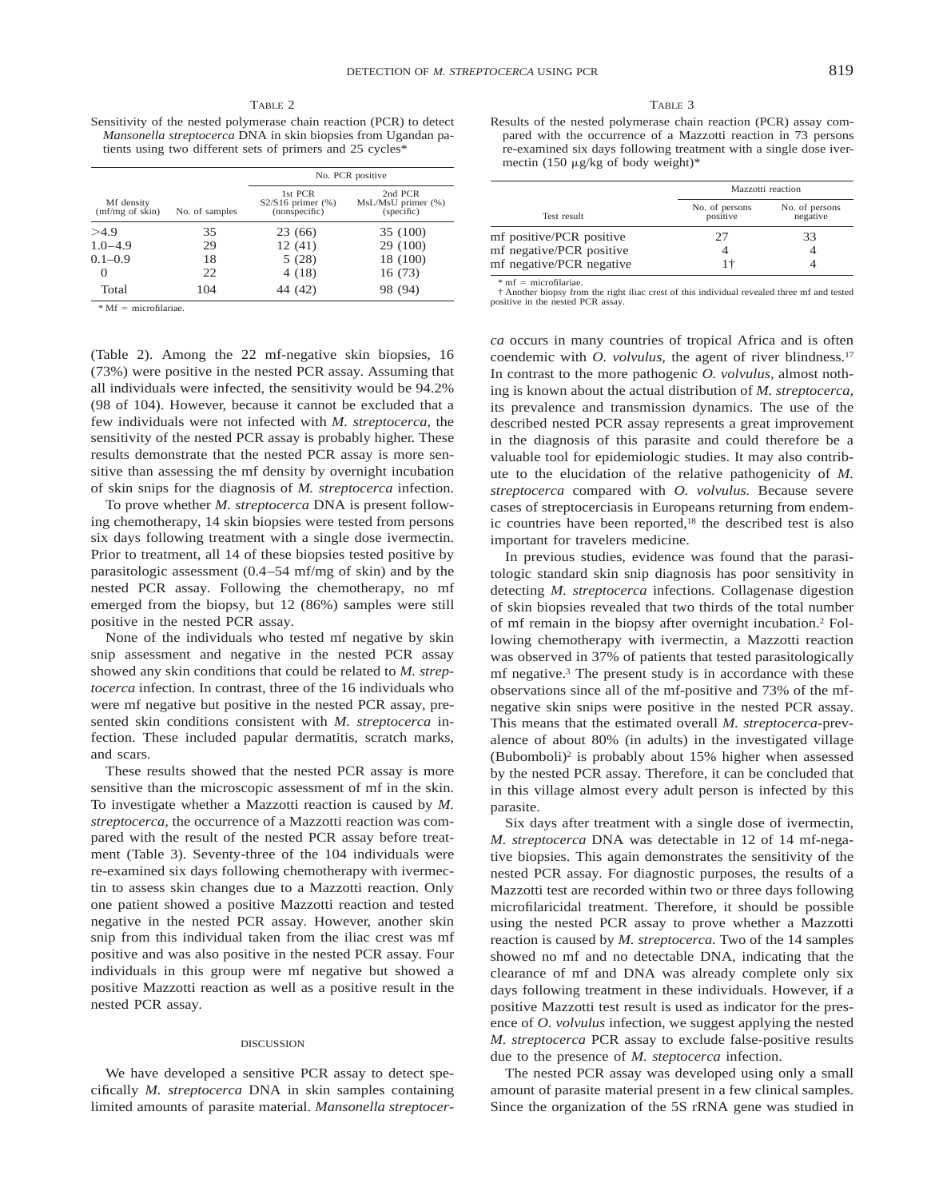TABLE 2

Sensitivity of the nested polymerase chain reaction (PCR) to detect *Mansonella streptocerca* DNA in skin biopsies from Ugandan patients using two different sets of primers and 25 cycles*

| Mf density (mf/mg of skin) | No. of samples | No. PCR positive | |
|---|---|---|---|
| | | 1st PCR S2/S16 primer (%) (nonspecific) | 2nd PCR MsL/MsU primer (%) (specific) |
| >4.9 | 35 | 23 (66) | 35 (100) |
| 1.0–4.9 | 29 | 12 (41) | 29 (100) |
| 0.1–0.9 | 18 | 5 (28) | 18 (100) |
| 0 | 22 | 4 (18) | 16 (73) |
| Total | 104 | 44 (42) | 98 (94) |

* Mf = microfilariae.

(Table 2). Among the 22 mf-negative skin biopsies, 16 (73%) were positive in the nested PCR assay. Assuming that all individuals were infected, the sensitivity would be 94.2% (98 of 104). However, because it cannot be excluded that a few individuals were not infected with *M. streptocerca,* the sensitivity of the nested PCR assay is probably higher. These results demonstrate that the nested PCR assay is more sensitive than assessing the mf density by overnight incubation of skin snips for the diagnosis of *M. streptocerca* infection.

To prove whether *M. streptocerca* DNA is present following chemotherapy, 14 skin biopsies were tested from persons six days following treatment with a single dose ivermectin. Prior to treatment, all 14 of these biopsies tested positive by parasitologic assessment (0.4–54 mf/mg of skin) and by the nested PCR assay. Following the chemotherapy, no mf emerged from the biopsy, but 12 (86%) samples were still positive in the nested PCR assay.

None of the individuals who tested mf negative by skin snip assessment and negative in the nested PCR assay showed any skin conditions that could be related to *M. streptocerca* infection. In contrast, three of the 16 individuals who were mf negative but positive in the nested PCR assay, presented skin conditions consistent with *M. streptocerca* infection. These included papular dermatitis, scratch marks, and scars.

These results showed that the nested PCR assay is more sensitive than the microscopic assessment of mf in the skin. To investigate whether a Mazzotti reaction is caused by *M. streptocerca,* the occurrence of a Mazzotti reaction was compared with the result of the nested PCR assay before treatment (Table 3). Seventy-three of the 104 individuals were re-examined six days following chemotherapy with ivermectin to assess skin changes due to a Mazzotti reaction. Only one patient showed a positive Mazzotti reaction and tested negative in the nested PCR assay. However, another skin snip from this individual taken from the iliac crest was mf positive and was also positive in the nested PCR assay. Four individuals in this group were mf negative but showed a positive Mazzotti reaction as well as a positive result in the nested PCR assay.

TABLE 3

Results of the nested polymerase chain reaction (PCR) assay compared with the occurrence of a Mazzotti reaction in 73 persons re-examined six days following treatment with a single dose ivermectin (150 μg/kg of body weight)*

| Test result | Mazzotti reaction | |
|---|---|---|
| | No. of persons positive | No. of persons negative |
| mf positive/PCR positive | 27 | 33 |
| mf negative/PCR positive | 4 | 4 |
| mf negative/PCR negative | 1† | 4 |

* mf = microfilariae.
† Another biopsy from the right iliac crest of this individual revealed three mf and tested positive in the nested PCR assay.

## DISCUSSION

We have developed a sensitive PCR assay to detect specifically *M. streptocerca* DNA in skin samples containing limited amounts of parasite material. *Mansonella streptocerca* occurs in many countries of tropical Africa and is often coendemic with *O. volvulus,* the agent of river blindness.[17] In contrast to the more pathogenic *O. volvulus,* almost nothing is known about the actual distribution of *M. streptocerca,* its prevalence and transmission dynamics. The use of the described nested PCR assay represents a great improvement in the diagnosis of this parasite and could therefore be a valuable tool for epidemiologic studies. It may also contribute to the elucidation of the relative pathogenicity of *M. streptocerca* compared with *O. volvulus.* Because severe cases of streptocerciasis in Europeans returning from endemic countries have been reported,[18] the described test is also important for travelers medicine.

In previous studies, evidence was found that the parasitologic standard skin snip diagnosis has poor sensitivity in detecting *M. streptocerca* infections. Collagenase digestion of skin biopsies revealed that two thirds of the total number of mf remain in the biopsy after overnight incubation.[2] Following chemotherapy with ivermectin, a Mazzotti reaction was observed in 37% of patients that tested parasitologically mf negative.[3] The present study is in accordance with these observations since all of the mf-positive and 73% of the mf-negative skin snips were positive in the nested PCR assay. This means that the estimated overall *M. streptocerca*-prevalence of about 80% (in adults) in the investigated village (Bubomboli)[2] is probably about 15% higher when assessed by the nested PCR assay. Therefore, it can be concluded that in this village almost every adult person is infected by this parasite.

Six days after treatment with a single dose of ivermectin, *M. streptocerca* DNA was detectable in 12 of 14 mf-negative biopsies. This again demonstrates the sensitivity of the nested PCR assay. For diagnostic purposes, the results of a Mazzotti test are recorded within two or three days following microfilaricidal treatment. Therefore, it should be possible using the nested PCR assay to prove whether a Mazzotti reaction is caused by *M. streptocerca.* Two of the 14 samples showed no mf and no detectable DNA, indicating that the clearance of mf and DNA was already complete only six days following treatment in these individuals. However, if a positive Mazzotti test result is used as indicator for the presence of *O. volvulus* infection, we suggest applying the nested *M. streptocerca* PCR assay to exclude false-positive results due to the presence of *M. steptocerca* infection.

The nested PCR assay was developed using only a small amount of parasite material present in a few clinical samples. Since the organization of the 5S rRNA gene was studied in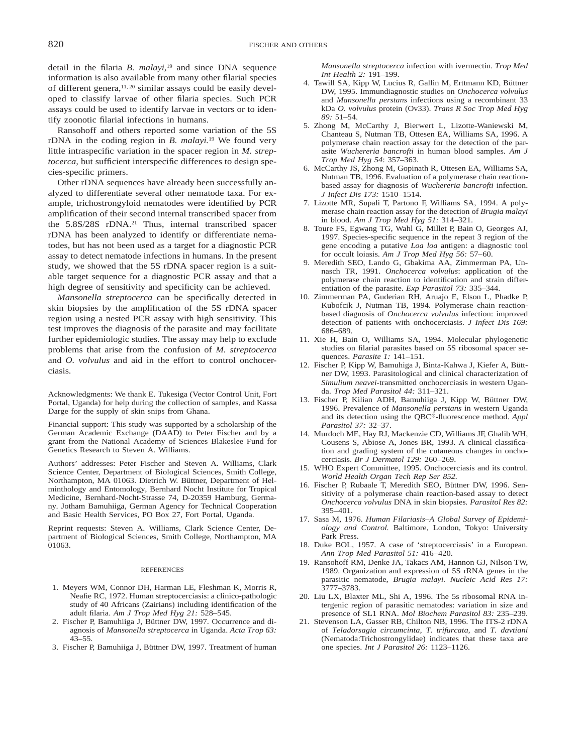detail in the filaria *B. malayi*,[19] and since DNA sequence information is also available from many other filarial species of different genera,[11, 20] similar assays could be easily developed to classify larvae of other filaria species. Such PCR assays could be used to identify larvae in vectors or to identify zoonotic filarial infections in humans.

Ransohoff and others reported some variation of the 5S rDNA in the coding region in *B. malayi.*[19] We found very little intraspecific variation in the spacer region in *M. streptocerca,* but sufficient interspecific differences to design species-specific primers.

Other rDNA sequences have already been successfully analyzed to differentiate several other nematode taxa. For example, trichostrongyloid nematodes were identified by PCR amplification of their second internal transcribed spacer from the 5.8S/28S rDNA.[21] Thus, internal transcribed spacer rDNA has been analyzed to identify or differentiate nematodes, but has not been used as a target for a diagnostic PCR assay to detect nematode infections in humans. In the present study, we showed that the 5S rDNA spacer region is a suitable target sequence for a diagnostic PCR assay and that a high degree of sensitivity and specificity can be achieved.

*Mansonella streptocerca* can be specifically detected in skin biopsies by the amplification of the 5S rDNA spacer region using a nested PCR assay with high sensitivity. This test improves the diagnosis of the parasite and may facilitate further epidemiologic studies. The assay may help to exclude problems that arise from the confusion of *M. streptocerca* and *O. volvulus* and aid in the effort to control onchocerciasis.

Acknowledgments: We thank E. Tukesiga (Vector Control Unit, Fort Portal, Uganda) for help during the collection of samples, and Kassa Darge for the supply of skin snips from Ghana.

Financial support: This study was supported by a scholarship of the German Academic Exchange (DAAD) to Peter Fischer and by a grant from the National Academy of Sciences Blakeslee Fund for Genetics Research to Steven A. Williams.

Authors' addresses: Peter Fischer and Steven A. Williams, Clark Science Center, Department of Biological Sciences, Smith College, Northampton, MA 01063. Dietrich W. Büttner, Department of Helminthology and Entomology, Bernhard Nocht Institute for Tropical Medicine, Bernhard-Nocht-Strasse 74, D-20359 Hamburg, Germany. Jotham Bamuhiiga, German Agency for Technical Cooperation and Basic Health Services, PO Box 27, Fort Portal, Uganda.

Reprint requests: Steven A. Williams, Clark Science Center, Department of Biological Sciences, Smith College, Northampton, MA 01063.

## REFERENCES

1. Meyers WM, Connor DH, Harman LE, Fleshman K, Morris R, Neafie RC, 1972. Human streptocerciasis: a clinico-pathologic study of 40 Africans (Zairians) including identification of the adult filaria. *Am J Trop Med Hyg 21:* 528–545.
2. Fischer P, Bamuhiiga J, Büttner DW, 1997. Occurrence and diagnosis of *Mansonella streptocerca* in Uganda. *Acta Trop 63:* 43–55.
3. Fischer P, Bamuhiiga J, Büttner DW, 1997. Treatment of human *Mansonella streptocerca* infection with ivermectin. *Trop Med Int Health 2:* 191–199.
4. Tawill SA, Kipp W, Lucius R, Gallin M, Erttmann KD, Büttner DW, 1995. Immundiagnostic studies on *Onchocerca volvulus* and *Mansonella perstans* infections using a recombinant 33 kDa *O. volvulus* protein (Ov33). *Trans R Soc Trop Med Hyg 89:* 51–54.
5. Zhong M, McCarthy J, Bierwert L, Lizotte-Waniewski M, Chanteau S, Nutman TB, Ottesen EA, Williams SA, 1996. A polymerase chain reaction assay for the detection of the parasite *Wuchereria bancrofti* in human blood samples. *Am J Trop Med Hyg 54*: 357–363.
6. McCarthy JS, Zhong M, Gopinath R, Ottesen EA, Williams SA, Nutman TB, 1996. Evaluation of a polymerase chain reaction-based assay for diagnosis of *Wuchereria bancrofti* infection. *J Infect Dis 173:* 1510–1514.
7. Lizotte MR, Supali T, Partono F, Williams SA, 1994. A polymerase chain reaction assay for the detection of *Brugia malayi* in blood. *Am J Trop Med Hyg 51:* 314–321.
8. Toure FS, Egwang TG, Wahl G, Millet P, Bain O, Georges AJ, 1997. Species-specific sequence in the repeat 3 region of the gene encoding a putative *Loa loa* antigen: a diagnostic tool for occult loiasis. *Am J Trop Med Hyg 56:* 57–60.
9. Meredith SEO, Lando G, Gbakima AA, Zimmerman PA, Unnasch TR, 1991. *Onchocerca volvulus*: application of the polymerase chain reaction to identification and strain differentiation of the parasite. *Exp Parasitol 73:* 335–344.
10. Zimmerman PA, Guderian RH, Aruajo E, Elson L, Phadke P, Kubofcik J, Nutman TB, 1994. Polymerase chain reaction-based diagnosis of *Onchocerca volvulus* infection: improved detection of patients with onchocerciasis. *J Infect Dis 169:* 686–689.
11. Xie H, Bain O, Williams SA, 1994. Molecular phylogenetic studies on filarial parasites based on 5S ribosomal spacer sequences. *Parasite 1:* 141–151.
12. Fischer P, Kipp W, Bamuhiga J, Binta-Kahwa J, Kiefer A, Büttner DW, 1993. Parasitological and clinical characterization of *Simulium neavei*-transmitted onchocerciasis in western Uganda. *Trop Med Parasitol 44:* 311–321.
13. Fischer P, Kilian ADH, Bamuhiiga J, Kipp W, Büttner DW, 1996. Prevalence of *Mansonella perstans* in western Uganda and its detection using the QBC®-fluorescence method. *Appl Parasitol 37:* 32–37.
14. Murdoch ME, Hay RJ, Mackenzie CD, Williams JF, Ghalib WH, Cousens S, Abiose A, Jones BR, 1993. A clinical classification and grading system of the cutaneous changes in onchocerciasis. *Br J Dermatol 129:* 260–269.
15. WHO Expert Committee, 1995. Onchocerciasis and its control. *World Health Organ Tech Rep Ser 852.*
16. Fischer P, Rubaale T, Meredith SEO, Büttner DW, 1996. Sensitivity of a polymerase chain reaction-based assay to detect *Onchocerca volvulus* DNA in skin biopsies. *Parasitol Res 82:* 395–401.
17. Sasa M, 1976. *Human Filariasis–A Global Survey of Epidemiology and Control.* Baltimore, London, Tokyo: University Park Press.
18. Duke BOL, 1957. A case of 'streptocerciasis' in a European. *Ann Trop Med Parasitol 51:* 416–420.
19. Ransohoff RM, Denke JA, Takacs AM, Hannon GJ, Nilson TW, 1989. Organization and expression of 5S rRNA genes in the parasitic nematode, *Brugia malayi. Nucleic Acid Res 17:* 3777–3783.
20. Liu LX, Blaxter ML, Shi A, 1996. The 5s ribosomal RNA intergenic region of parasitic nematodes: variation in size and presence of SL1 RNA. *Mol Biochem Parasitol 83:* 235–239.
21. Stevenson LA, Gasser RB, Chilton NB, 1996. The ITS-2 rDNA of *Teladorsagia circumcinta, T. trifurcata,* and *T. davtiani* (Nematoda:Trichostrongylidae) indicates that these taxa are one species. *Int J Parasitol 26:* 1123–1126.